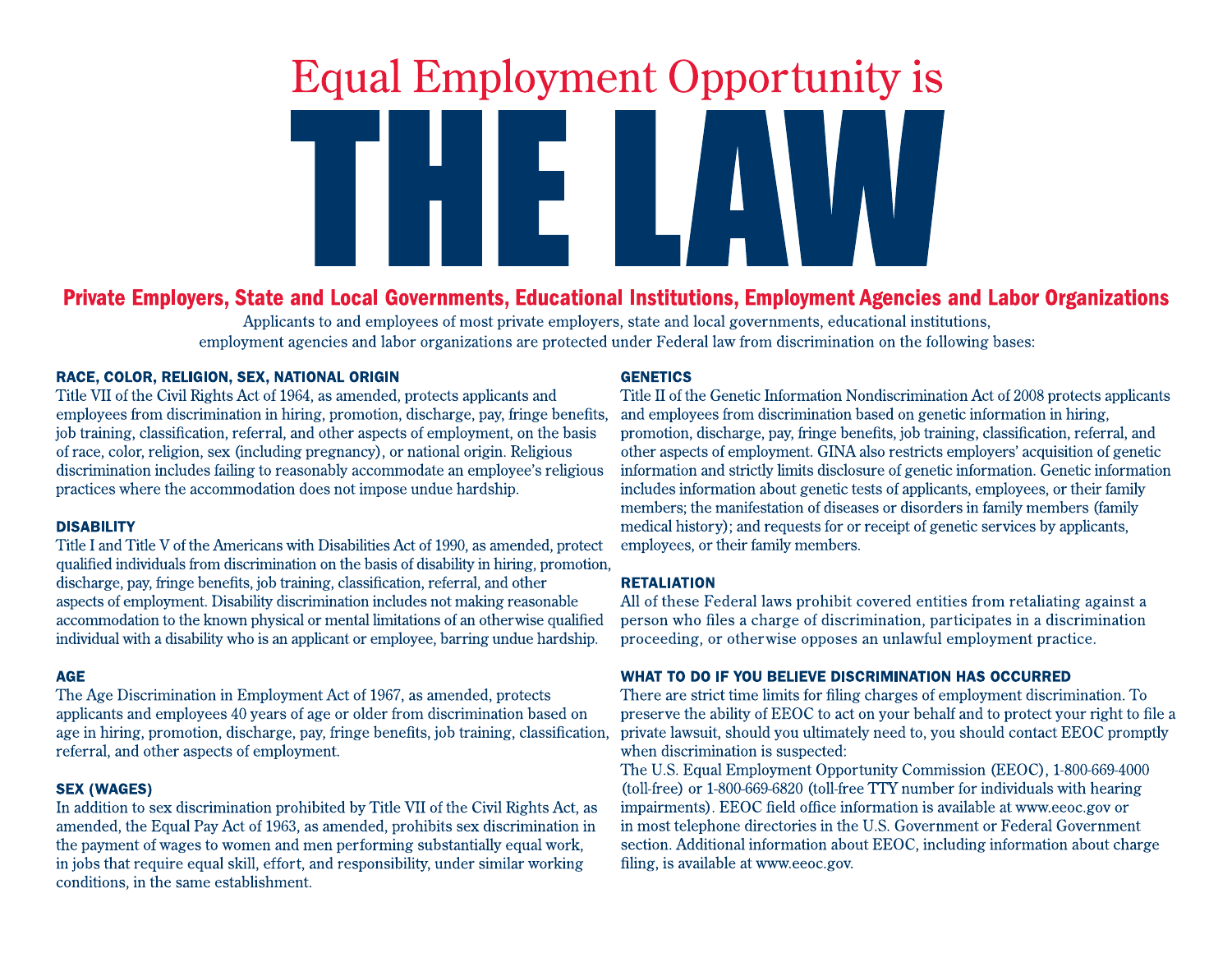# Equal Employment Opportunity is THE LAW

## Private Employers, State and Local Governments, Educational Institutions, Employment Agencies and Labor Organizations

Applicants to and employees of most private employers, state and local governments, educational institutions, employment agencies and labor organizations are protected under Federal law from discrimination on the following bases:

### RACE, COLOR, RELIGION, SEX, NATIONAL ORIGIN

Title VII of the Civil Rights Act of 1964, as amended, protects applicants and employees from discrimination in hiring, promotion, discharge, pay, fringe benefits, job training, classification, referral, and other aspects of employment, on the basis of race, color, religion, sex (including pregnancy), or national origin. Religious discrimination includes failing to reasonably accommodate an employee's religious practices where the accommodation does not impose undue hardship.

### DISABILITY

Title I and Title V of the Americans with Disabilities Act of 1990, as amended, protect qualified individuals from discrimination on the basis of disability in hiring, promotion, discharge, pay, fringe benefits, job training, classification, referral, and other aspects of employment. Disability discrimination includes not making reasonable accommodation to the known physical or mental limitations of an otherwise qualified individual with a disability who is an applicant or employee, barring undue hardship.

### AGE

The Age Discrimination in Employment Act of 1967, as amended, protects applicants and employees 40 years of age or older from discrimination based on age in hiring, promotion, discharge, pay, fringe benefits, job training, classification, referral, and other aspects of employment.

### SEX (WAGES)

In addition to sex discrimination prohibited by Title VII of the Civil Rights Act, as amended, the Equal Pay Act of 1963, as amended, prohibits sex discrimination in the payment of wages to women and men performing substantially equal work, in jobs that require equal skill, effort, and responsibility, under similar working conditions, in the same establishment.

### GENETICS

Title II of the Genetic Information Nondiscrimination Act of 2008 protects applicants and employees from discrimination based on genetic information in hiring, promotion, discharge, pay, fringe benefits, job training, classification, referral, and other aspects of employment. GINA also restricts employers' acquisition of genetic information and strictly limits disclosure of genetic information. Genetic information includes information about genetic tests of applicants, employees, or their family members; the manifestation of diseases or disorders in family members (family medical history); and requests for or receipt of genetic services by applicants, employees, or their family members.

### RETALIATION

All of these Federal laws prohibit covered entities from retaliating against a person who files a charge of discrimination, participates in a discrimination proceeding, or otherwise opposes an unlawful employment practice.

### WHAT TO DO IF YOU BELIEVE DISCRIMINATION HAS OCCURRED

There are strict time limits for filing charges of employment discrimination. To preserve the ability of EEOC to act on your behalf and to protect your right to file a private lawsuit, should you ultimately need to, you should contact EEOC promptly when discrimination is suspected:

The U.S. Equal Employment Opportunity Commission (EEOC), 1-800-669-4000 (toll-free) or 1-800-669-6820 (toll-free TTY number for individuals with hearing impairments). EEOC field office information is available at www.eeoc.gov or in most telephone directories in the U.S. Government or Federal Government section. Additional information about EEOC, including information about charge filing, is available at www.eeoc.gov.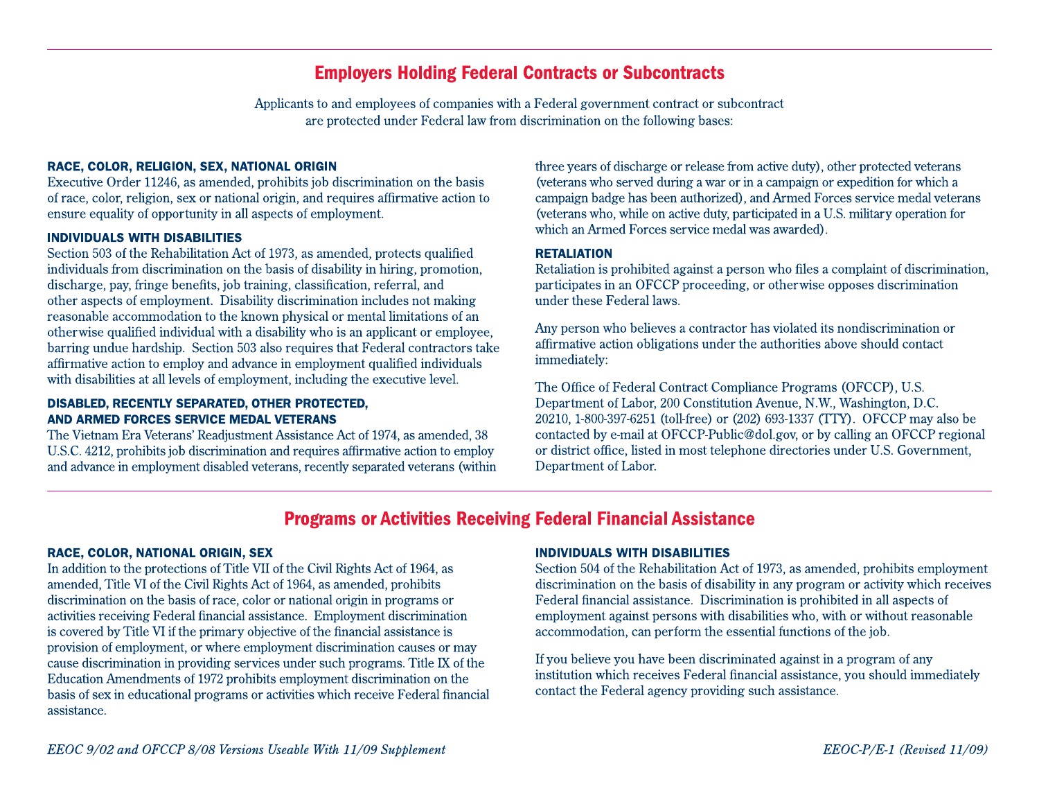## Employers Holding Federal Contracts or Subcontracts

Applicants to and employees of companies with a Federal government contract or subcontract are protected under Federal law from discrimination on the following bases:

### RACE, COLOR, RELIGION, SEX, NATIONAL ORIGIN

Executive Order 11246, as amended, prohibits job discrimination on the basis of race, color, religion, sex or national origin, and requires affirmative action to ensure equality of opportunity in all aspects of employment.

### INDIVIDUALS WITH DISABILITIES

Section 503 of the Rehabilitation Act of 1973, as amended, protects qualified individuals from discrimination on the basis of disability in hiring, promotion, discharge, pay, fringe benefits, job training, classification, referral, and other aspects of employment. Disability discrimination includes not making reasonable accommodation to the known physical or mental limitations of an otherwise qualified individual with a disability who is an applicant or employee, barring undue hardship. Section 503 also requires that Federal contractors take affirmative action to employ and advance in employment qualified individuals with disabilities at all levels of employment, including the executive level.

### DISABLED, RECENTLY SEPARATED, OTHER PROTECTED, AND ARMED FORCES SERVICE MEDAL VETERANS

The Vietnam Era Veterans' Readjustment Assistance Act of 1974, as amended, 38 U.S.C. 4212, prohibits job discrimination and requires affirmative action to employ and advance in employment disabled veterans, recently separated veterans (within three years of discharge or release from active duty), other protected veterans (veterans who served during a war or in a campaign or expedition for which a campaign badge has been authorized), and Armed Forces service medal veterans (veterans who, while on active duty, participated in a U.S. military operation for which an Armed Forces service medal was awarded).

### RETALIATION

Retaliation is prohibited against a person who files a complaint of discrimination, participates in an OFCCP proceeding, or otherwise opposes discrimination under these Federal laws.

Any person who believes a contractor has violated its nondiscrimination or affirmative action obligations under the authorities above should contact immediately:

The Office of Federal Contract Compliance Programs (OFCCP), U.S. Department of Labor, 200 Constitution Avenue, N.W., Washington, D.C. 20210, 1-800-397-6251 (toll-free) or (202) 693-1337 (TTY). OFCCP may also be contacted by e-mail at OFCCP-Public@dol.gov, or by calling an OFCCP regional or district office, listed in most telephone directories under U.S. Government, Department of Labor.

## Programs or Activities Receiving Federal Financial Assistance

### RACE, COLOR, NATIONAL ORIGIN, SEX

In addition to the protections of Title VII of the Civil Rights Act of 1964, as amended, Title VI of the Civil Rights Act of 1964, as amended, prohibits discrimination on the basis of race, color or national origin in programs or activities receiving Federal financial assistance. Employment discrimination is covered by Title VI if the primary objective of the financial assistance is provision of employment, or where employment discrimination causes or may cause discrimination in providing services under such programs. Title IX of the Education Amendments of 1972 prohibits employment discrimination on the basis of sex in educational programs or activities which receive Federal financial assistance.

### INDIVIDUALS WITH DISABILITIES

Section 504 of the Rehabilitation Act of 1973, as amended, prohibits employment discrimination on the basis of disability in any program or activity which receives Federal financial assistance. Discrimination is prohibited in all aspects of employment against persons with disabilities who, with or without reasonable accommodation, can perform the essential functions of the job.

If you believe you have been discriminated against in a program of any institution which receives Federal financial assistance, you should immediately contact the Federal agency providing such assistance.

*EEOC 9/02 and OFCCP 8/08 Versions Useable With 11/09 Supplement*

*EEOC-P/E-1 (Revised 11/09)*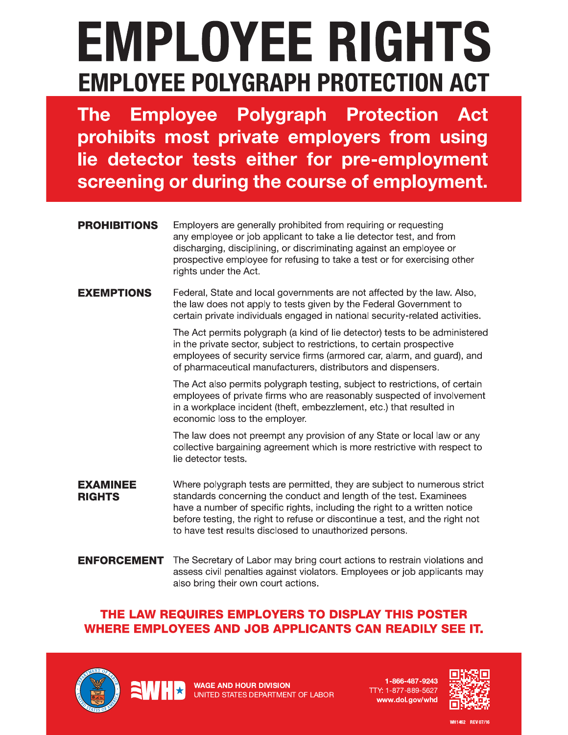# EMPLOYEE RIGHTS

## EMPLOYEE POLYGRAPH PROTECTION ACT

**The Employee Polygraph Protection Act prohibits most private employers from using lie detector tests either for pre-employment screening or during the course of employment.**

**PROHIBITIONS**

Employers are generally prohibited from requiring or requesting any employee or job applicant to take a lie detector test, and from discharging, disciplining, or discriminating against an employee or prospective employee for refusing to take a test or for exercising other rights under the Act.

**EXEMPTIONS**

Federal, State and local governments are not affected by the law. Also, the law does not apply to tests given by the Federal Government to certain private individuals engaged in national security-related activities.

The Act permits polygraph (a kind of lie detector) tests to be administered in the private sector, subject to restrictions, to certain prospective employees of security service firms (armored car, alarm, and guard), and of pharmaceutical manufacturers, distributors and dispensers.

The Act also permits polygraph testing, subject to restrictions, of certain employees of private firms who are reasonably suspected of involvement in a workplace incident (theft, embezzlement, etc.) that resulted in economic loss to the employer.

The law does not preempt any provision of any State or local law or any collective bargaining agreement which is more restrictive with respect to lie detector tests.

**EXAMINEE RIGHTS**

Where polygraph tests are permitted, they are subject to numerous strict standards concerning the conduct and length of the test. Examinees have a number of specific rights, including the right to a written notice before testing, the right to refuse or discontinue a test, and the right not to have test results disclosed to unauthorized persons.

**ENFORCEMENT**

The Secretary of Labor may bring court actions to restrain violations and assess civil penalties against violators. Employees or job applicants may also bring their own court actions.

**THE LAW REQUIRES EMPLOYERS TO DISPLAY THIS POSTER WHERE EMPLOYEES AND JOB APPLICANTS CAN READILY SEE IT.**

WHD

WAGE AND HOUR DIVISION
UNITED STATES DEPARTMENT OF LABOR

1-866-487-9243
TTY: 1-877-889-5627
www.dol.gov/whd

WH1462 REV 07/16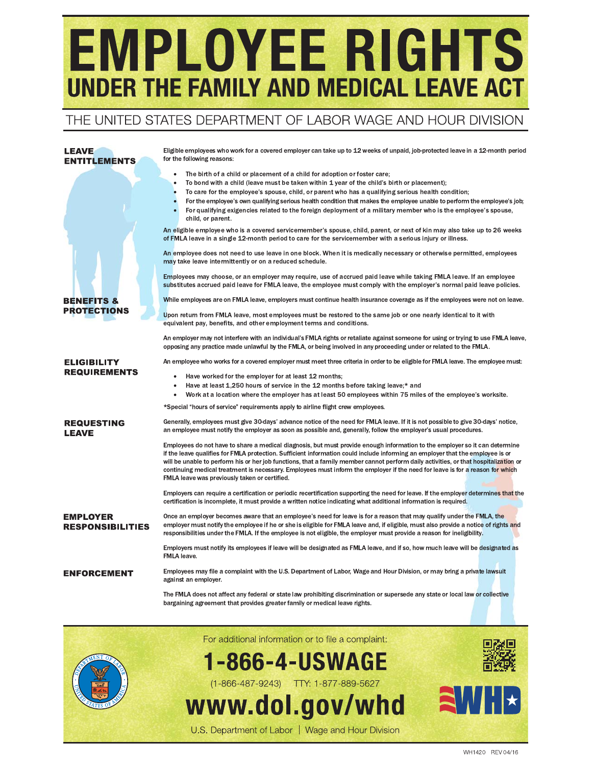# EMPLOYEE RIGHTS

## UNDER THE FAMILY AND MEDICAL LEAVE ACT

THE UNITED STATES DEPARTMENT OF LABOR WAGE AND HOUR DIVISION

### LEAVE ENTITLEMENTS

Eligible employees who work for a covered employer can take up to 12 weeks of unpaid, job-protected leave in a 12-month period for the following reasons:

- The birth of a child or placement of a child for adoption or foster care;
- To bond with a child (leave must be taken within 1 year of the child's birth or placement);
- To care for the employee's spouse, child, or parent who has a qualifying serious health condition;
- For the employee's own qualifying serious health condition that makes the employee unable to perform the employee's job;
- For qualifying exigencies related to the foreign deployment of a military member who is the employee's spouse, child, or parent.

An eligible employee who is a covered servicemember's spouse, child, parent, or next of kin may also take up to 26 weeks of FMLA leave in a single 12-month period to care for the servicemember with a serious injury or illness.

An employee does not need to use leave in one block. When it is medically necessary or otherwise permitted, employees may take leave intermittently or on a reduced schedule.

Employees may choose, or an employer may require, use of accrued paid leave while taking FMLA leave. If an employee substitutes accrued paid leave for FMLA leave, the employee must comply with the employer's normal paid leave policies.

### BENEFITS & PROTECTIONS

While employees are on FMLA leave, employers must continue health insurance coverage as if the employees were not on leave.

Upon return from FMLA leave, most employees must be restored to the same job or one nearly identical to it with equivalent pay, benefits, and other employment terms and conditions.

An employer may not interfere with an individual's FMLA rights or retaliate against someone for using or trying to use FMLA leave, opposing any practice made unlawful by the FMLA, or being involved in any proceeding under or related to the FMLA.

### ELIGIBILITY REQUIREMENTS

An employee who works for a covered employer must meet three criteria in order to be eligible for FMLA leave. The employee must:

- Have worked for the employer for at least 12 months;
- Have at least 1,250 hours of service in the 12 months before taking leave;* and
- Work at a location where the employer has at least 50 employees within 75 miles of the employee's worksite.

*Special "hours of service" requirements apply to airline flight crew employees.

### REQUESTING LEAVE

Generally, employees must give 30-days' advance notice of the need for FMLA leave. If it is not possible to give 30-days' notice, an employee must notify the employer as soon as possible and, generally, follow the employer's usual procedures.

Employees do not have to share a medical diagnosis, but must provide enough information to the employer so it can determine if the leave qualifies for FMLA protection. Sufficient information could include informing an employer that the employee is or will be unable to perform his or her job functions, that a family member cannot perform daily activities, or that hospitalization or continuing medical treatment is necessary. Employees must inform the employer if the need for leave is for a reason for which FMLA leave was previously taken or certified.

Employers can require a certification or periodic recertification supporting the need for leave. If the employer determines that the certification is incomplete, it must provide a written notice indicating what additional information is required.

### EMPLOYER RESPONSIBILITIES

Once an employer becomes aware that an employee's need for leave is for a reason that may qualify under the FMLA, the employer must notify the employee if he or she is eligible for FMLA leave and, if eligible, must also provide a notice of rights and responsibilities under the FMLA. If the employee is not eligible, the employer must provide a reason for ineligibility.

Employers must notify its employees if leave will be designated as FMLA leave, and if so, how much leave will be designated as FMLA leave.

### ENFORCEMENT

Employees may file a complaint with the U.S. Department of Labor, Wage and Hour Division, or may bring a private lawsuit against an employer.

The FMLA does not affect any federal or state law prohibiting discrimination or supersede any state or local law or collective bargaining agreement that provides greater family or medical leave rights.

For additional information or to file a complaint:

**1-866-4-USWAGE**

(1-866-487-9243) TTY: 1-877-889-5627

**www.dol.gov/whd**

U.S. Department of Labor | Wage and Hour Division

WH1420 REV 04/16